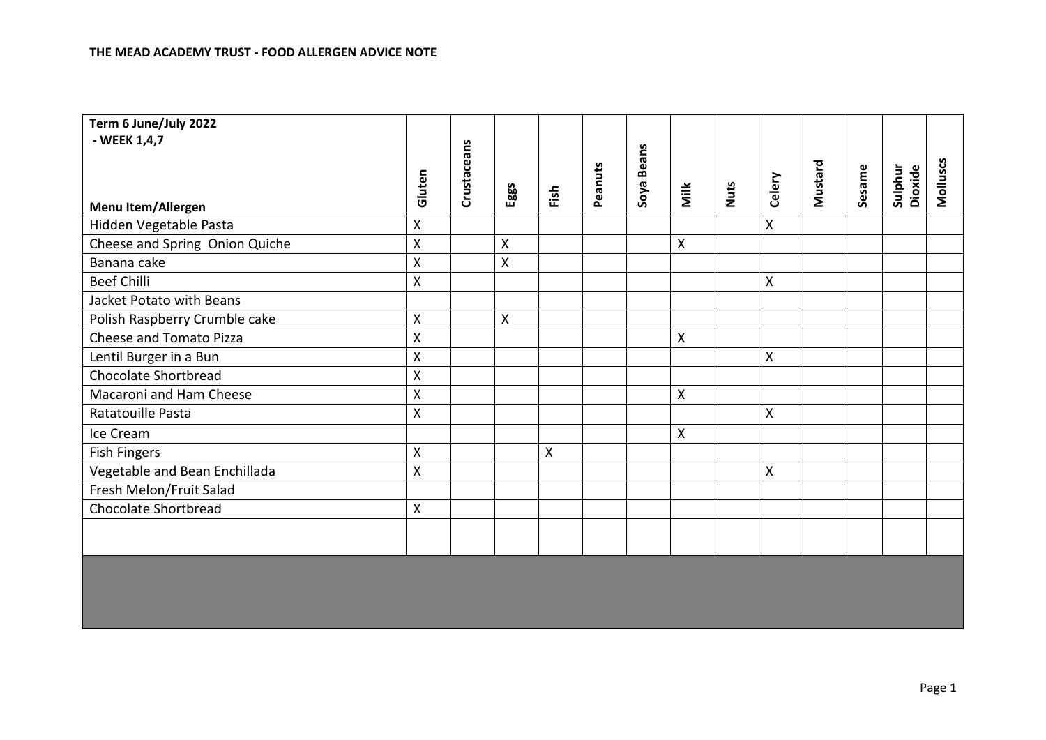**THE MEAD ACADEMY TRUST - FOOD ALLERGEN ADVICE NOTE**

| **Term 6 June/July 2022 - WEEK 1,4,7**<br><br>**Menu Item/Allergen** | **Gluten** | **Crustaceans** | **Eggs** | **Fish** | **Peanuts** | **Soya Beans** | **Milk** | **Nuts** | **Celery** | **Mustard** | **Sesame** | **Sulphur Dioxide** | **Molluscs** |
|---|---|---|---|---|---|---|---|---|---|---|---|---|---|
| Hidden Vegetable Pasta | X | | | | | | | | X | | | | |
| Cheese and Spring Onion Quiche | X | | X | | | | X | | | | | | |
| Banana cake | X | | X | | | | | | | | | | |
| Beef Chilli | X | | | | | | | | X | | | | |
| Jacket Potato with Beans | | | | | | | | | | | | | |
| Polish Raspberry Crumble cake | X | | X | | | | | | | | | | |
| Cheese and Tomato Pizza | X | | | | | | X | | | | | | |
| Lentil Burger in a Bun | X | | | | | | | | X | | | | |
| Chocolate Shortbread | X | | | | | | | | | | | | |
| Macaroni and Ham Cheese | X | | | | | | X | | | | | | |
| Ratatouille Pasta | X | | | | | | | | X | | | | |
| Ice Cream | | | | | | | X | | | | | | |
| Fish Fingers | X | | | X | | | | | | | | | |
| Vegetable and Bean Enchillada | X | | | | | | | | X | | | | |
| Fresh Melon/Fruit Salad | | | | | | | | | | | | | |
| Chocolate Shortbread | X | | | | | | | | | | | | |
| | | | | | | | | | | | | | |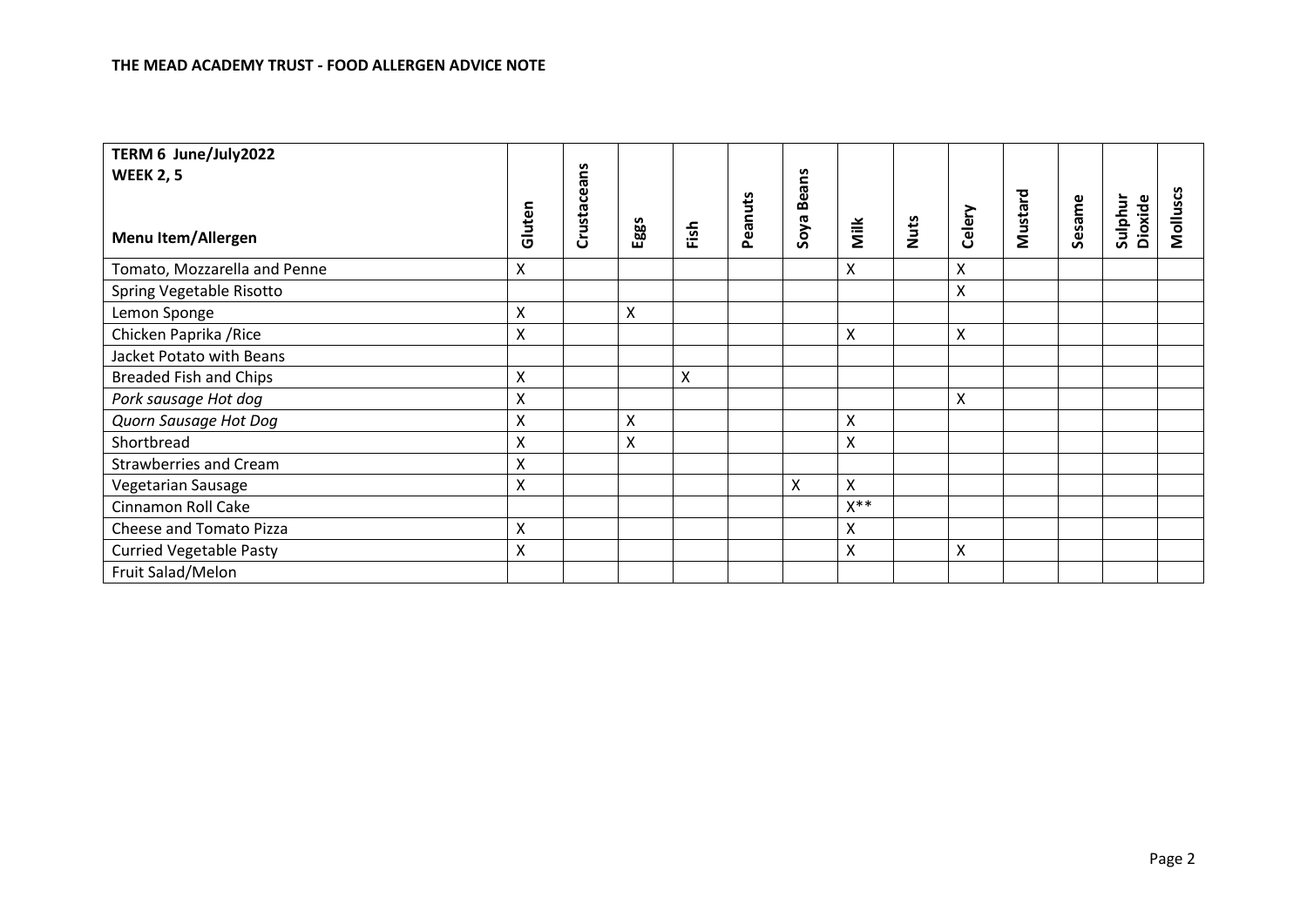**THE MEAD ACADEMY TRUST - FOOD ALLERGEN ADVICE NOTE**

| **TERM 6 June/July2022**<br>**WEEK 2, 5**<br><br>**Menu Item/Allergen** | **Gluten** | **Crustaceans** | **Eggs** | **Fish** | **Peanuts** | **Soya Beans** | **Milk** | **Nuts** | **Celery** | **Mustard** | **Sesame** | **Sulphur Dioxide** | **Molluscs** |
|---|---|---|---|---|---|---|---|---|---|---|---|---|---|
| Tomato, Mozzarella and Penne | X | | | | | | X | | X | | | | |
| Spring Vegetable Risotto | | | | | | | | | X | | | | |
| Lemon Sponge | X | | X | | | | | | | | | | |
| Chicken Paprika /Rice | X | | | | | | X | | X | | | | |
| Jacket Potato with Beans | | | | | | | | | | | | | |
| Breaded Fish and Chips | X | | | X | | | | | | | | | |
| *Pork sausage Hot dog* | X | | | | | | | | X | | | | |
| *Quorn Sausage Hot Dog* | X | | X | | | | X | | | | | | |
| Shortbread | X | | X | | | | X | | | | | | |
| Strawberries and Cream | X | | | | | | | | | | | | |
| Vegetarian Sausage | X | | | | | X | X | | | | | | |
| Cinnamon Roll Cake | | | | | | | X** | | | | | | |
| Cheese and Tomato Pizza | X | | | | | | X | | | | | | |
| Curried Vegetable Pasty | X | | | | | | X | | X | | | | |
| Fruit Salad/Melon | | | | | | | | | | | | | |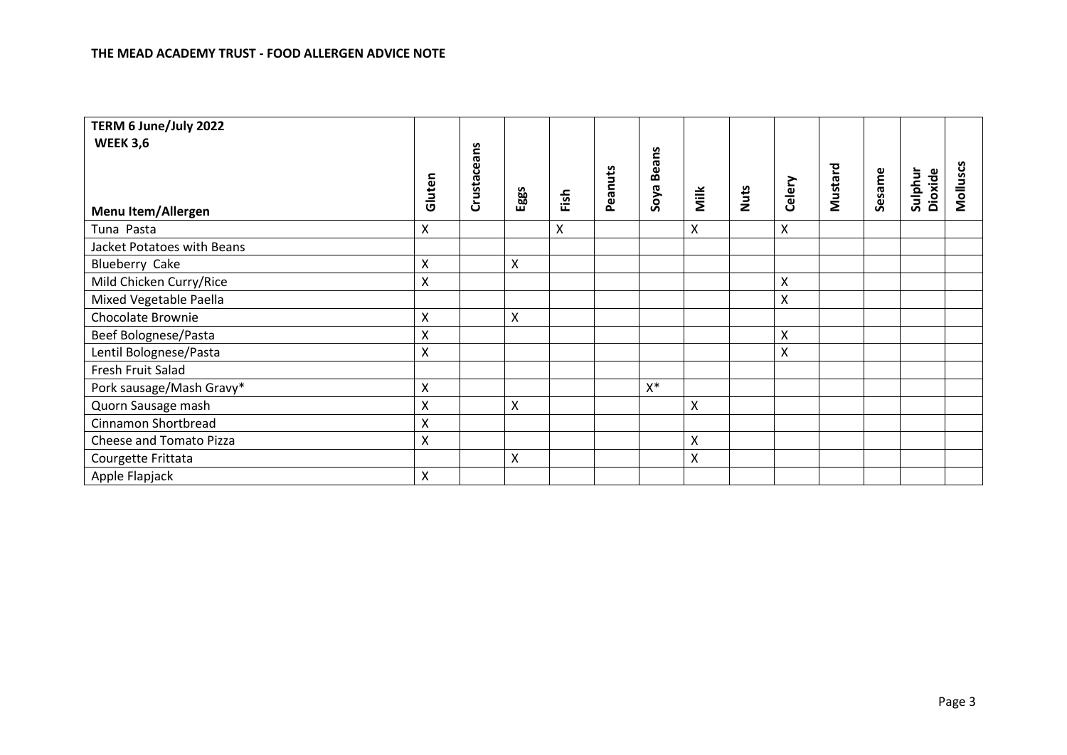**THE MEAD ACADEMY TRUST - FOOD ALLERGEN ADVICE NOTE**

| TERM 6 June/July 2022 WEEK 3,6 Menu Item/Allergen | Gluten | Crustaceans | Eggs | Fish | Peanuts | Soya Beans | Milk | Nuts | Celery | Mustard | Sesame | Sulphur Dioxide | Molluscs |
|---|---|---|---|---|---|---|---|---|---|---|---|---|---|
| Tuna Pasta | X | | | X | | | X | | X | | | | |
| Jacket Potatoes with Beans | | | | | | | | | | | | | |
| Blueberry Cake | X | | X | | | | | | | | | | |
| Mild Chicken Curry/Rice | X | | | | | | | | X | | | | |
| Mixed Vegetable Paella | | | | | | | | | X | | | | |
| Chocolate Brownie | X | | X | | | | | | | | | | |
| Beef Bolognese/Pasta | X | | | | | | | | X | | | | |
| Lentil Bolognese/Pasta | X | | | | | | | | X | | | | |
| Fresh Fruit Salad | | | | | | | | | | | | | |
| Pork sausage/Mash Gravy* | X | | | | | X* | | | | | | | |
| Quorn Sausage mash | X | | X | | | | X | | | | | | |
| Cinnamon Shortbread | X | | | | | | | | | | | | |
| Cheese and Tomato Pizza | X | | | | | | X | | | | | | |
| Courgette Frittata | | | X | | | | X | | | | | | |
| Apple Flapjack | X | | | | | | | | | | | | |